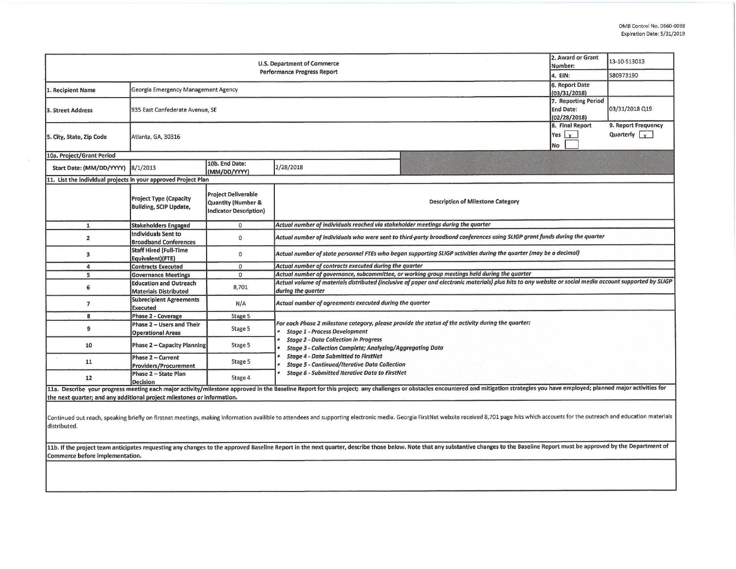OMB Control No. 0660-0038
Expiration Date: 5/31/2019

| | | | | | |
|---|---|---|---|---|---|
| U.S. Department of Commerce<br>Performance Progress Report | | | | 2. Award or Grant Number: | 13-10-S13013 |
| | | | | 4. EIN: | 580973190 |
| 1. Recipient Name | Georgia Emergency Management Agency | | | 6. Report Date (03/31/2018) | |
| 3. Street Address | 935 East Confederate Avenue, SE | | | 7. Reporting Period End Date: (02/28/2018) | 03/31/2018 Q19 |
| 5. City, State, Zip Code | Atlanta, GA, 30316 | | | 8. Final Report<br>Yes [x]<br>No [ ] | 9. Report Frequency<br>Quarterly [x] |
| 10a. Project/Grant Period | | | | | |
| Start Date: (MM/DD/YYYY) | 8/1/2013 | 10b. End Date: (MM/DD/YYYY) | 2/28/2018 | | |

11. List the individual projects in your approved Project Plan

| | Project Type (Capacity Building, SCIP Update, | Project Deliverable Quantity (Number & Indicator Description) | Description of Milestone Category |
|---|---|---|---|
| 1 | Stakeholders Engaged | 0 | *Actual number of individuals reached via stakeholder meetings during the quarter* |
| 2 | Individuals Sent to Broadband Conferences | 0 | *Actual number of individuals who were sent to third-party broadband conferences using SLIGP grant funds during the quarter* |
| 3 | Staff Hired (Full-Time Equivalent)(FTE) | 0 | *Actual number of state personnel FTEs who began supporting SLIGP activities during the quarter (may be a decimal)* |
| 4 | Contracts Executed | 0 | *Actual number of contracts executed during the quarter* |
| 5 | Governance Meetings | 0 | *Actual number of governance, subcommittee, or working group meetings held during the quarter* |
| 6 | Education and Outreach Materials Distributed | 8,701 | *Actual volume of materials distributed (inclusive of paper and electronic materials) plus hits to any website or social media account supported by SLIGP during the quarter* |
| 7 | Subrecipient Agreements Executed | N/A | *Actual number of agreements executed during the quarter* |
| 8 | Phase 2 - Coverage | Stage 5 | *For each Phase 2 milestone category, please provide the status of the activity during the quarter:*<br>• *Stage 1 - Process Development*<br>• *Stage 2 - Data Collection in Progress*<br>• *Stage 3 - Collection Complete; Analyzing/Aggregating Data*<br>• *Stage 4 - Data Submitted to FirstNet*<br>• *Stage 5 - Continued/Iterative Data Collection*<br>• *Stage 6 - Submitted Iterative Data to FirstNet* |
| 9 | Phase 2 – Users and Their Operational Areas | Stage 5 | |
| 10 | Phase 2 – Capacity Planning | Stage 5 | |
| 11 | Phase 2 – Current Providers/Procurement | Stage 5 | |
| 12 | Phase 2 – State Plan Decision | Stage 4 | |

**11a. Describe your progress meeting each major activity/milestone approved in the Baseline Report for this project; any challenges or obstacles encountered and mitigation strategies you have employed; planned major activities for the next quarter; and any additional project milestones or information.**

Continued out reach, speaking briefly on firstnet meetings, making information availible to attendees and supporting electronic media. Georgia FirstNet website received 8,701 page hits which accounts for the outreach and education materials distributed.

**11b. If the project team anticipates requesting any changes to the approved Baseline Report in the next quarter, describe those below. Note that any substantive changes to the Baseline Report must be approved by the Department of Commerce before implementation.**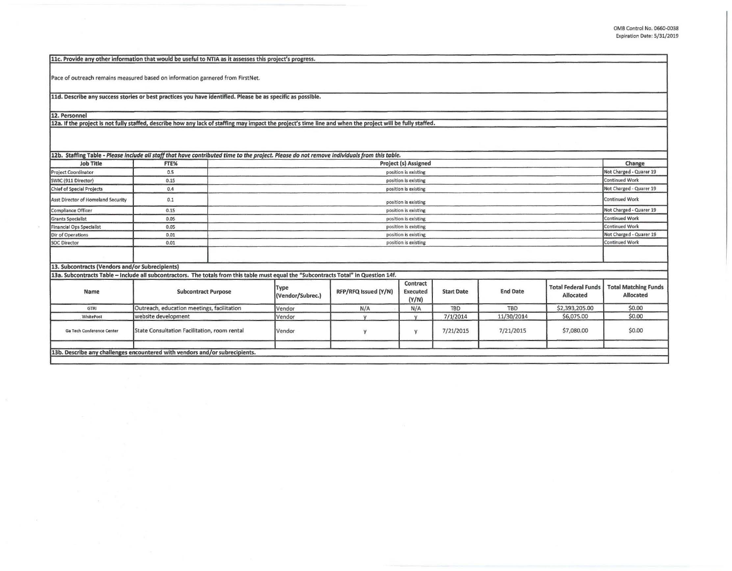**11c. Provide any other information that would be useful to NTIA as it assesses this project's progress.**

Pace of outreach remains measured based on information garnered from FirstNet.

**11d. Describe any success stories or best practices you have identified. Please be as specific as possible.**

**12. Personnel**

**12a. If the project is not fully staffed, describe how any lack of staffing may impact the project's time line and when the project will be fully staffed.**

**12b. Staffing Table** - *Please include all staff that have contributed time to the project. Please do not remove individuals from this table.*

| Job Title | FTE% | Project (s) Assigned | Change |
|---|---|---|---|
| Project Coordinator | 0.5 | position is existing | Not Charged - Quarer 19 |
| SWIC (911 Director) | 0.15 | position is existing | Continued Work |
| Chief of Special Projects | 0.4 | position is existing | Not Charged - Quarer 19 |
| Asst Director of Homeland Security | 0.1 | position is existing | Continued Work |
| Compliance Officer | 0.15 | position is existing | Not Charged - Quarer 19 |
| Grants Specialist | 0.05 | position is existing | Continued Work |
| Financial Ops Specialist | 0.05 | position is existing | Continued Work |
| Dir of Operations | 0.01 | position is existing | Not Charged - Quarer 19 |
| SOC Director | 0.01 | position is existing | Continued Work |
| | | | |

**13. Subcontracts (Vendors and/or Subrecipients)**

**13a. Subcontracts Table – Include all subcontractors. The totals from this table must equal the "Subcontracts Total" in Question 14f.**

| Name | Subcontract Purpose | Type (Vendor/Subrec.) | RFP/RFQ Issued (Y/N) | Contract Executed (Y/N) | Start Date | End Date | Total Federal Funds Allocated | Total Matching Funds Allocated |
|---|---|---|---|---|---|---|---|---|
| GTRI | Outreach, education meetings, facilitation | Vendor | N/A | N/A | TBD | TBD | $2,393,205.00 | $0.00 |
| WhitePost | website development | Vendor | y | y | 7/1/2014 | 11/30/2014 | $6,075.00 | $0.00 |
| Ga Tech Conference Center | State Consultation Facilitation, room rental | Vendor | y | y | 7/21/2015 | 7/21/2015 | $7,080.00 | $0.00 |
| | | | | | | | | |

**13b. Describe any challenges encountered with vendors and/or subrecipients.**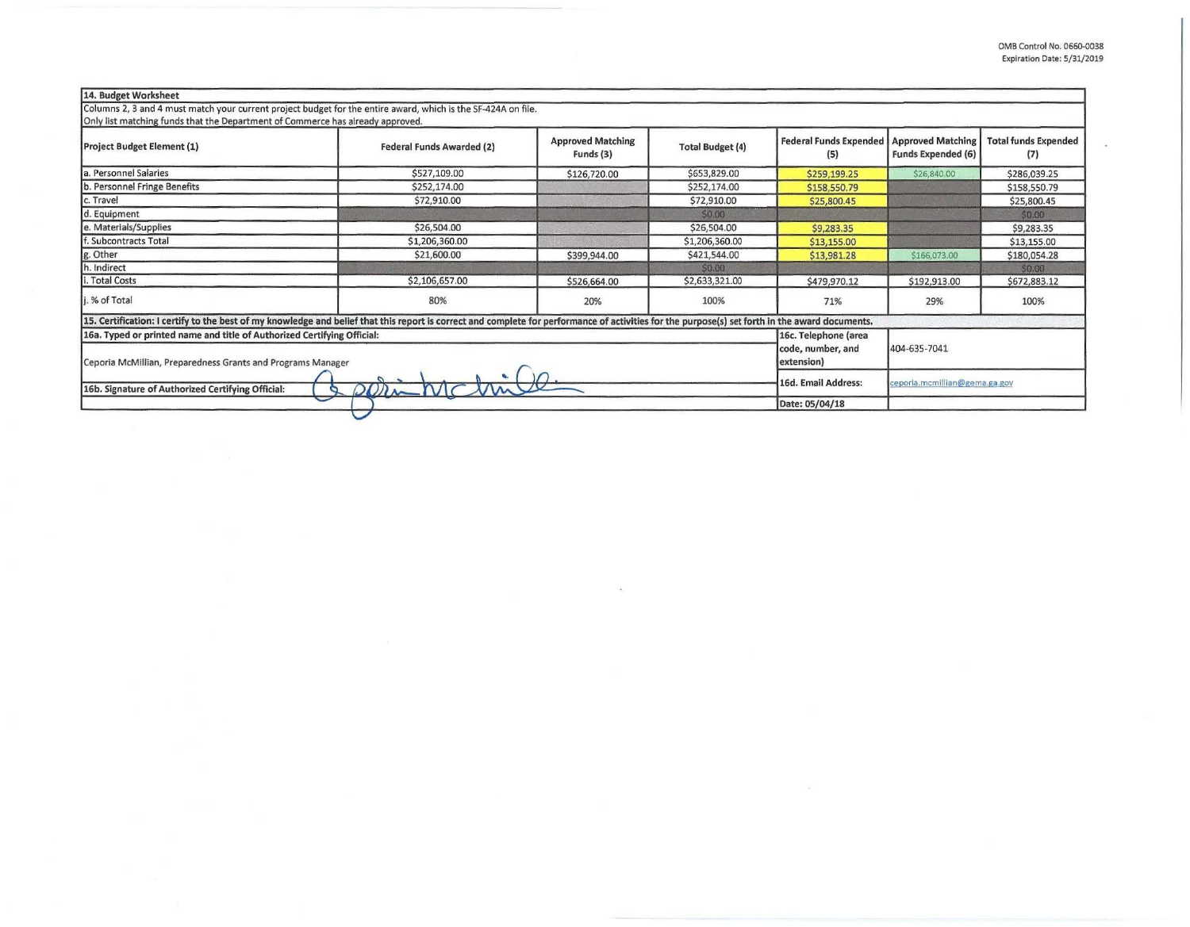OMB Control No. 0660-0038
Expiration Date: 5/31/2019

| 14. Budget Worksheet | | | | | | |
|---|---|---|---|---|---|---|
| Columns 2, 3 and 4 must match your current project budget for the entire award, which is the SF-424A on file. Only list matching funds that the Department of Commerce has already approved. | | | | | | |
| Project Budget Element (1) | Federal Funds Awarded (2) | Approved Matching Funds (3) | Total Budget (4) | Federal Funds Expended (5) | Approved Matching Funds Expended (6) | Total funds Expended (7) |
| a. Personnel Salaries | $527,109.00 | $126,720.00 | $653,829.00 | $259,199.25 | $26,840.00 | $286,039.25 |
| b. Personnel Fringe Benefits | $252,174.00 | | $252,174.00 | $158,550.79 | | $158,550.79 |
| c. Travel | $72,910.00 | | $72,910.00 | $25,800.45 | | $25,800.45 |
| d. Equipment | | | $0.00 | | | $0.00 |
| e. Materials/Supplies | $26,504.00 | | $26,504.00 | $9,283.35 | | $9,283.35 |
| f. Subcontracts Total | $1,206,360.00 | | $1,206,360.00 | $13,155.00 | | $13,155.00 |
| g. Other | $21,600.00 | $399,944.00 | $421,544.00 | $13,981.28 | $166,073.00 | $180,054.28 |
| h. Indirect | | | $0.00 | | | $0.00 |
| i. Total Costs | $2,106,657.00 | $526,664.00 | $2,633,321.00 | $479,970.12 | $192,913.00 | $672,883.12 |
| j. % of Total | 80% | 20% | 100% | 71% | 29% | 100% |

**15. Certification: I certify to the best of my knowledge and belief that this report is correct and complete for performance of activities for the purpose(s) set forth in the award documents.**

| | | |
|---|---|---|
| **16a. Typed or printed name and title of Authorized Certifying Official:** Ceporia McMillian, Preparedness Grants and Programs Manager | 16c. Telephone (area code, number, and extension) | 404-635-7041 |
| **16b. Signature of Authorized Certifying Official:** | 16d. Email Address: | ceporia.mcmillian@gema.ga.gov |
| | Date: 05/04/18 | |